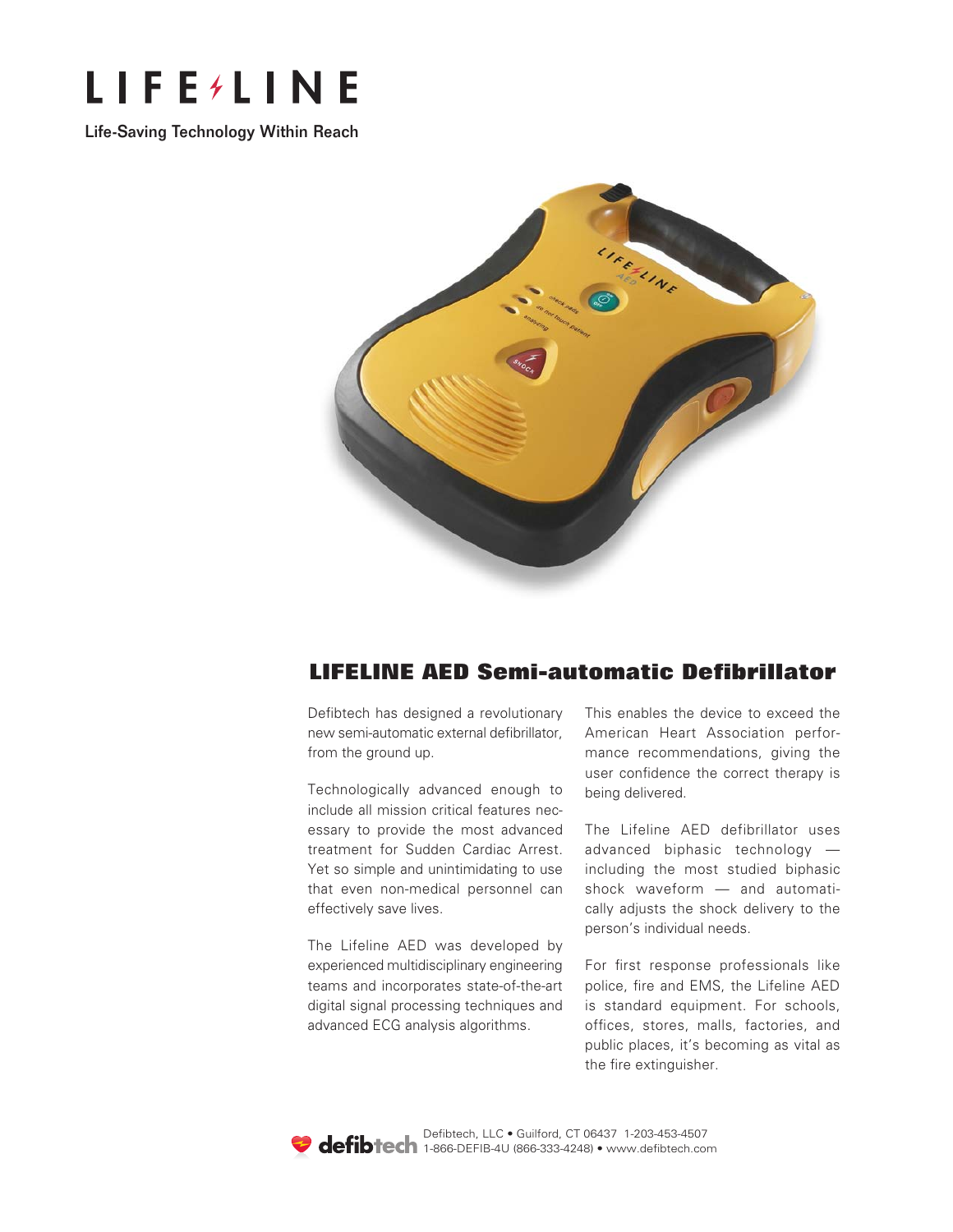# LIFE⚡LINE

Life-Saving Technology Within Reach

## LIFELINE AED Semi-automatic Defibrillator

Defibtech has designed a revolutionary new semi-automatic external defibrillator, from the ground up.

Technologically advanced enough to include all mission critical features necessary to provide the most advanced treatment for Sudden Cardiac Arrest. Yet so simple and unintimidating to use that even non-medical personnel can effectively save lives.

The Lifeline AED was developed by experienced multidisciplinary engineering teams and incorporates state-of-the-art digital signal processing techniques and advanced ECG analysis algorithms. This enables the device to exceed the American Heart Association performance recommendations, giving the user confidence the correct therapy is being delivered.

The Lifeline AED defibrillator uses advanced biphasic technology — including the most studied biphasic shock waveform — and automatically adjusts the shock delivery to the person's individual needs.

For first response professionals like police, fire and EMS, the Lifeline AED is standard equipment. For schools, offices, stores, malls, factories, and public places, it's becoming as vital as the fire extinguisher.

defibtech Defibtech, LLC • Guilford, CT 06437 1-203-453-4507
1-866-DEFIB-4U (866-333-4248) • www.defibtech.com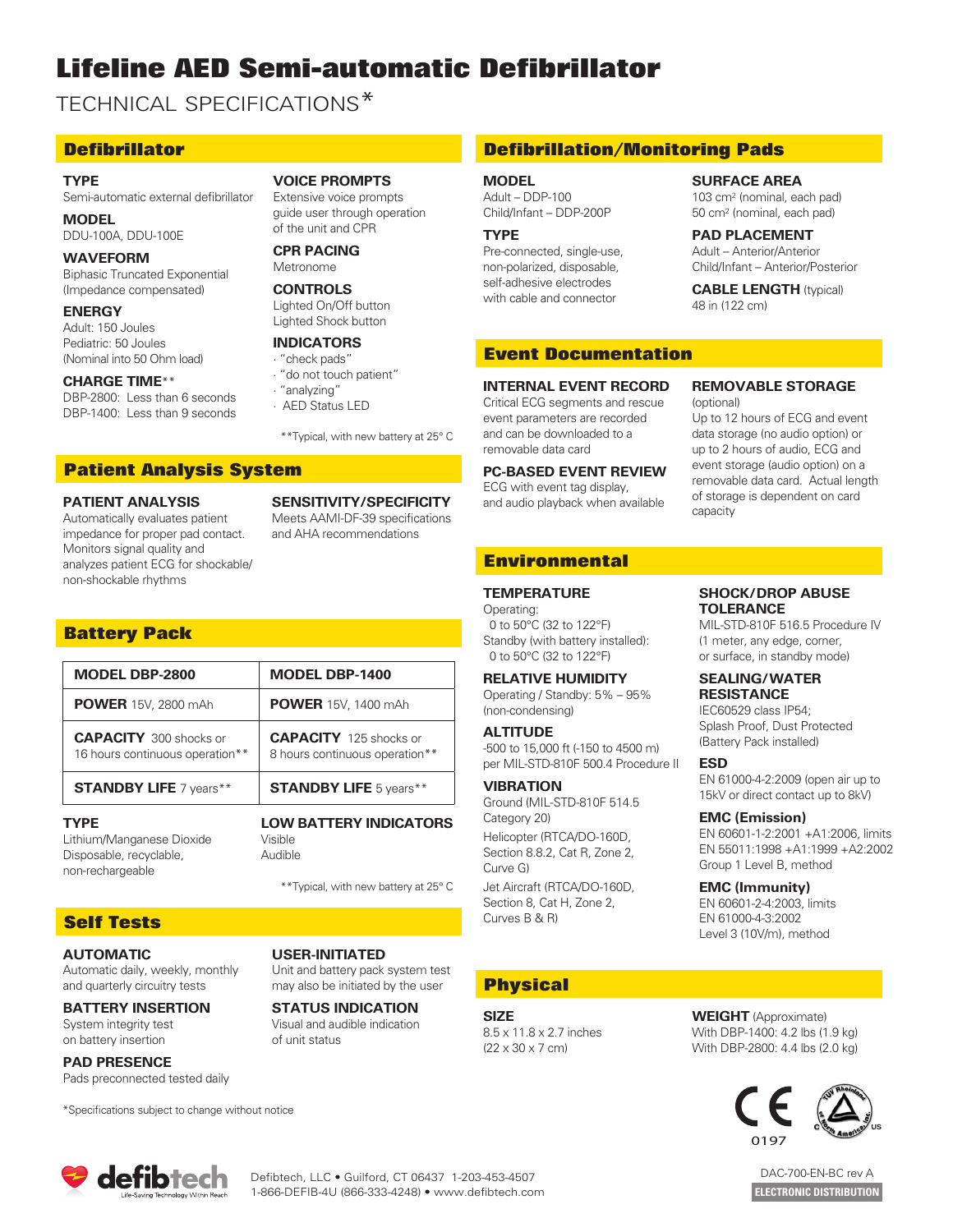# Lifeline AED Semi-automatic Defibrillator

TECHNICAL SPECIFICATIONS*

## Defibrillator

**TYPE**
Semi-automatic external defibrillator

**MODEL**
DDU-100A, DDU-100E

**WAVEFORM**
Biphasic Truncated Exponential (Impedance compensated)

**ENERGY**
Adult: 150 Joules
Pediatric: 50 Joules
(Nominal into 50 Ohm load)

**CHARGE TIME****
DBP-2800: Less than 6 seconds
DBP-1400: Less than 9 seconds

**VOICE PROMPTS**
Extensive voice prompts guide user through operation of the unit and CPR

**CPR PACING**
Metronome

**CONTROLS**
Lighted On/Off button
Lighted Shock button

**INDICATORS**
· "check pads"
· "do not touch patient"
· "analyzing"
· AED Status LED

**Typical, with new battery at 25° C

## Patient Analysis System

**PATIENT ANALYSIS**
Automatically evaluates patient impedance for proper pad contact. Monitors signal quality and analyzes patient ECG for shockable/non-shockable rhythms

**SENSITIVITY/SPECIFICITY**
Meets AAMI-DF-39 specifications and AHA recommendations

## Battery Pack

| MODEL DBP-2800 | MODEL DBP-1400 |
|---|---|
| **POWER** 15V, 2800 mAh | **POWER** 15V, 1400 mAh |
| **CAPACITY** 300 shocks or 16 hours continuous operation** | **CAPACITY** 125 shocks or 8 hours continuous operation** |
| **STANDBY LIFE** 7 years** | **STANDBY LIFE** 5 years** |

**TYPE**
Lithium/Manganese Dioxide
Disposable, recyclable, non-rechargeable

**LOW BATTERY INDICATORS**
Visible
Audible

**Typical, with new battery at 25° C

## Self Tests

**AUTOMATIC**
Automatic daily, weekly, monthly and quarterly circuitry tests

**BATTERY INSERTION**
System integrity test on battery insertion

**PAD PRESENCE**
Pads preconnected tested daily

**USER-INITIATED**
Unit and battery pack system test may also be initiated by the user

**STATUS INDICATION**
Visual and audible indication of unit status

*Specifications subject to change without notice

## Defibrillation/Monitoring Pads

**MODEL**
Adult – DDP-100
Child/Infant – DDP-200P

**TYPE**
Pre-connected, single-use, non-polarized, disposable, self-adhesive electrodes with cable and connector

**SURFACE AREA**
103 cm² (nominal, each pad)
50 cm² (nominal, each pad)

**PAD PLACEMENT**
Adult – Anterior/Anterior
Child/Infant – Anterior/Posterior

**CABLE LENGTH** (typical)
48 in (122 cm)

## Event Documentation

**INTERNAL EVENT RECORD**
Critical ECG segments and rescue event parameters are recorded and can be downloaded to a removable data card

**PC-BASED EVENT REVIEW**
ECG with event tag display, and audio playback when available

**REMOVABLE STORAGE**
(optional)
Up to 12 hours of ECG and event data storage (no audio option) or up to 2 hours of audio, ECG and event storage (audio option) on a removable data card. Actual length of storage is dependent on card capacity

## Environmental

**TEMPERATURE**
Operating:
0 to 50°C (32 to 122°F)
Standby (with battery installed):
0 to 50°C (32 to 122°F)

**RELATIVE HUMIDITY**
Operating / Standby: 5% – 95% (non-condensing)

**ALTITUDE**
-500 to 15,000 ft (-150 to 4500 m) per MIL-STD-810F 500.4 Procedure II

**VIBRATION**
Ground (MIL-STD-810F 514.5 Category 20)

Helicopter (RTCA/DO-160D, Section 8.8.2, Cat R, Zone 2, Curve G)

Jet Aircraft (RTCA/DO-160D, Section 8, Cat H, Zone 2, Curves B & R)

**SHOCK/DROP ABUSE TOLERANCE**
MIL-STD-810F 516.5 Procedure IV (1 meter, any edge, corner, or surface, in standby mode)

**SEALING/WATER RESISTANCE**
IEC60529 class IP54;
Splash Proof, Dust Protected (Battery Pack installed)

**ESD**
EN 61000-4-2:2009 (open air up to 15kV or direct contact up to 8kV)

**EMC (Emission)**
EN 60601-1-2:2001 +A1:2006, limits
EN 55011:1998 +A1:1999 +A2:2002 Group 1 Level B, method

**EMC (Immunity)**
EN 60601-2-4:2003, limits
EN 61000-4-3:2002
Level 3 (10V/m), method

## Physical

**SIZE**
8.5 x 11.8 x 2.7 inches
(22 x 30 x 7 cm)

**WEIGHT** (Approximate)
With DBP-1400: 4.2 lbs (1.9 kg)
With DBP-2800: 4.4 lbs (2.0 kg)

CE 0197

defibtech — Life-Saving Technology Within Reach

Defibtech, LLC • Guilford, CT 06437 1-203-453-4507
1-866-DEFIB-4U (866-333-4248) • www.defibtech.com

DAC-700-EN-BC rev A
ELECTRONIC DISTRIBUTION